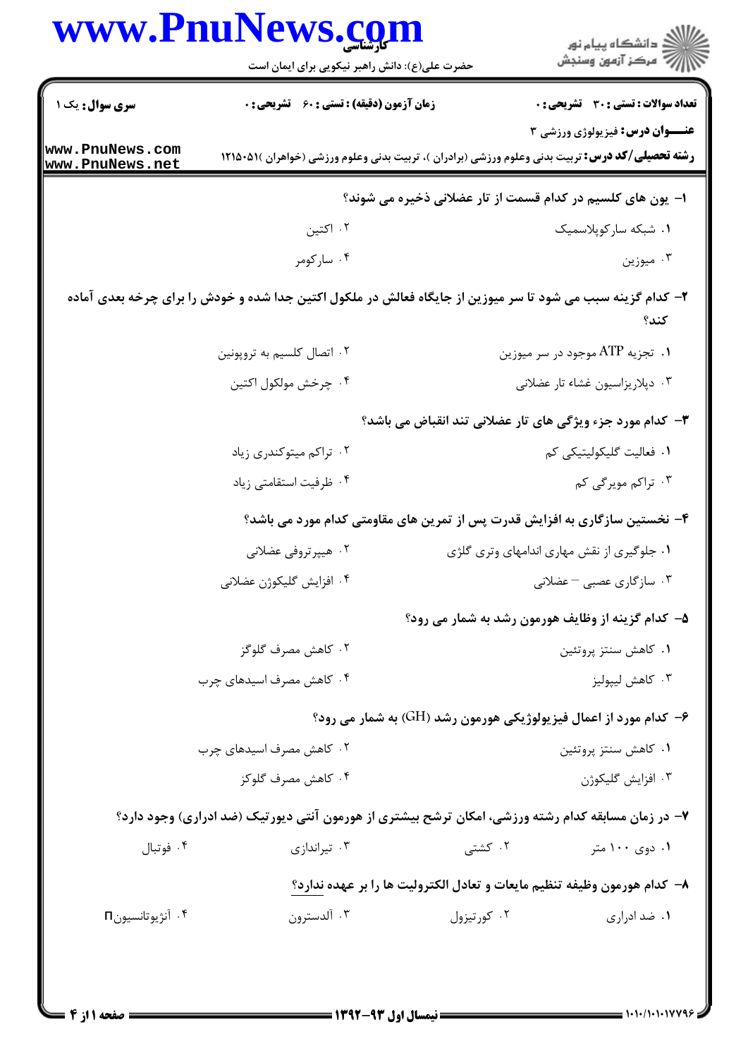**سری سوال:** یک ۱

**زمان آزمون (دقیقه) : تستی : ۶۰  تشریحی : ۰**

**تعداد سوالات : تستی : ۳۰  تشریحی : ۰**

**عنـــوان درس:** فیزیولوژی ورزشی ۳

**رشته تحصیلی/کد درس:** تربیت بدنی وعلوم ورزشی (برادران )، تربیت بدنی وعلوم ورزشی (خواهران )۱۲۱۵۰۵۱

۱- یون های کلسیم در کدام قسمت از تار عضلانی ذخیره می شوند؟

۱. شبکه سارکوپلاسمیک
۲. اکتین
۳. میوزین
۴. سارکومر

۲- کدام گزینه سبب می شود تا سر میوزین از جایگاه فعالش در ملکول اکتین جدا شده و خودش را برای چرخه بعدی آماده کند؟

۱. تجزیه ATP موجود در سر میوزین
۲. اتصال کلسیم به تروپونین
۳. دپلاریزاسیون غشاء تار عضلانی
۴. چرخش مولکول اکتین

۳- کدام مورد جزء ویژگی های تار عضلانی تند انقباض می باشد؟

۱. فعالیت گلیکولیتیکی کم
۲. تراکم میتوکندری زیاد
۳. تراکم مویرگی کم
۴. ظرفیت استقامتی زیاد

۴- نخستین سازگاری به افزایش قدرت پس از تمرین های مقاومتی کدام مورد می باشد؟

۱. جلوگیری از نقش مهاری اندامهای وتری گلژی
۲. هیپرتروفی عضلانی
۳. سازگاری عصبی – عضلانی
۴. افزایش گلیکوژن عضلانی

۵- کدام گزینه از وظایف هورمون رشد به شمار می رود؟

۱. کاهش سنتز پروتئین
۲. کاهش مصرف گلوگز
۳. کاهش لیپولیز
۴. کاهش مصرف اسیدهای چرب

۶- کدام مورد از اعمال فیزیولوژیکی هورمون رشد (GH) به شمار می رود؟

۱. کاهش سنتز پروتئین
۲. کاهش مصرف اسیدهای چرب
۳. افزایش گلیکوژن
۴. کاهش مصرف گلوکز

۷- در زمان مسابقه کدام رشته ورزشی، امکان ترشح بیشتری از هورمون آنتی دیورتیک (ضد ادراری) وجود دارد؟

۱. دوی ۱۰۰ متر
۲. کشتی
۳. تیراندازی
۴. فوتبال

۸- کدام هورمون وظیفه تنظیم مایعات و تعادل الکترولیت ها را بر عهده ندارد؟

۱. ضد ادراری
۲. کورتیزول
۳. آلدسترون
۴. آنژیوتانسیون II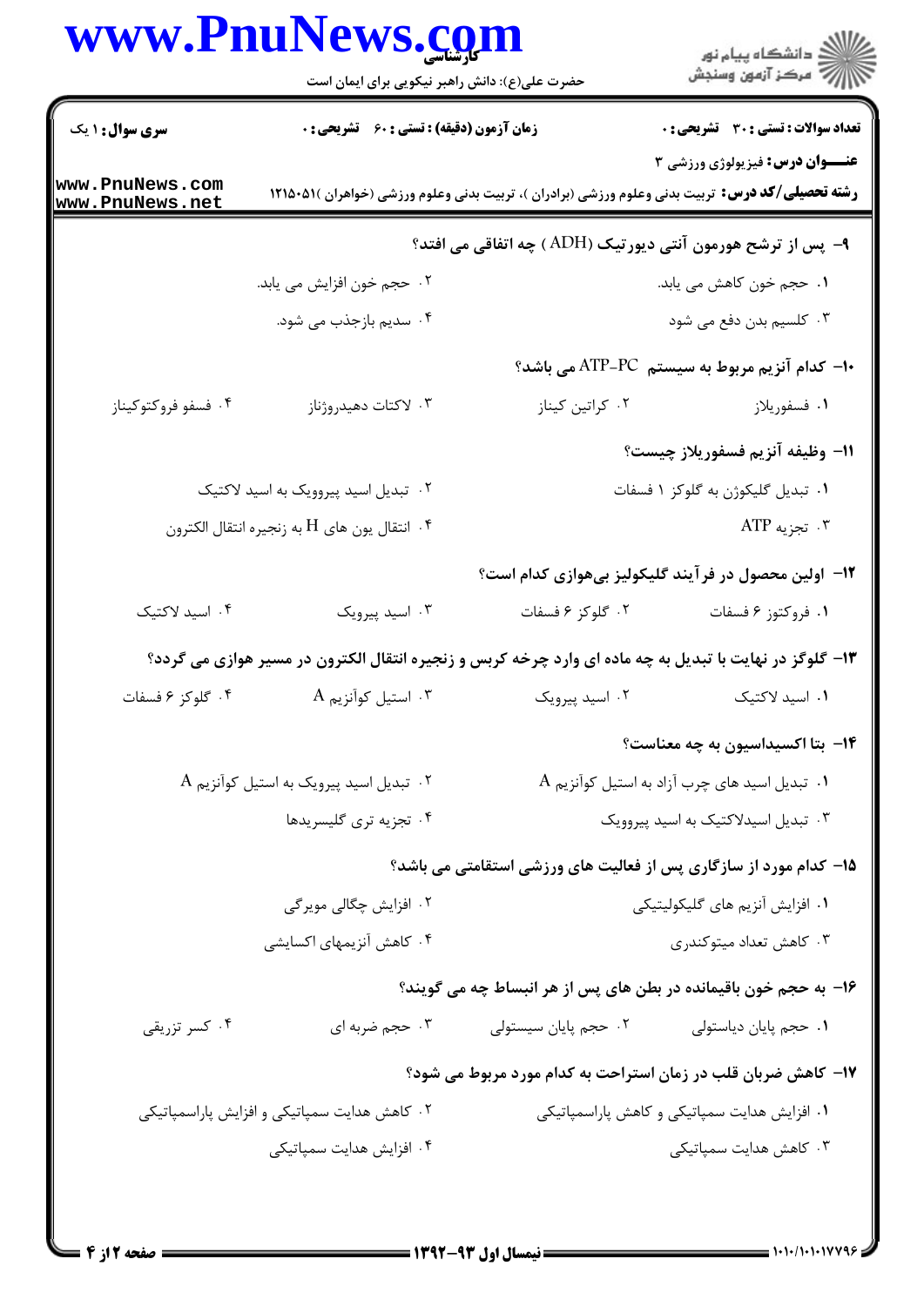**سری سوال:** ۱ یک | **زمان آزمون (دقیقه) : تستی :** ۶۰ **تشریحی :** ۰ | **تعداد سوالات : تستی :** ۳۰ **تشریحی :** ۰

**عنـــوان درس:** فیزیولوژی ورزشی ۳

**رشته تحصیلی/کد درس:** تربیت بدنی وعلوم ورزشی (برادران )، تربیت بدنی وعلوم ورزشی (خواهران )۱۲۱۵۰۵۱

**۹- پس از ترشح هورمون آنتی دیورتیک (ADH ) چه اتفاقی می افتد؟**

۱. حجم خون کاهش می یابد.

۲. حجم خون افزایش می یابد.

۳. کلسیم بدن دفع می شود

۴. سدیم بازجذب می شود.

**۱۰- کدام آنزیم مربوط به سیستم ATP-PC می باشد؟**

۱. فسفوریلاز

۲. کراتین کیناز

۳. لاکتات دهیدروژناز

۴. فسفو فروکتوکیناز

**۱۱- وظیفه آنزیم فسفوریلاز چیست؟**

۱. تبدیل گلیکوژن به گلوکز ۱ فسفات

۲. تبدیل اسید پیروویک به اسید لاکتیک

۳. تجزیه ATP

۴. انتقال یون های H به زنجیره انتقال الکترون

**۱۲- اولین محصول در فرآیند گلیکولیز بی‌هوازی کدام است؟**

۱. فروکتوز ۶ فسفات

۲. گلوکز ۶ فسفات

۳. اسید پیروبک

۴. اسید لاکتیک

**۱۳- گلوگز در نهایت با تبدیل به چه ماده ای وارد چرخه کربس و زنجیره انتقال الکترون در مسیر هوازی می گردد؟**

۱. اسید لاکتیک

۲. اسید پیرویک

۳. استیل کوآنزیم A

۴. گلوکز ۶ فسفات

**۱۴- بتا اکسیداسیون به چه معناست؟**

۱. تبدیل اسید های چرب آزاد به استیل کوآنزیم A

۲. تبدیل اسید پیرویک به استیل کوآنزیم A

۳. تبدیل اسیدلاکتیک به اسید پیروویک

۴. تجزیه تری گلیسریدها

**۱۵- کدام مورد از سازگاری پس از فعالیت های ورزشی استقامتی می باشد؟**

۱. افزایش آنزیم های گلیکولیتیکی

۲. افزایش چگالی مویرگی

۳. کاهش تعداد میتوکندری

۴. کاهش آنزیمهای اکسایشی

**۱۶- به حجم خون باقیمانده در بطن های پس از هر انبساط چه می گویند؟**

۱. حجم پایان دیاستولی

۲. حجم پایان سیستولی

۳. حجم ضربه ای

۴. کسر تزریقی

**۱۷- کاهش ضربان قلب در زمان استراحت به کدام مورد مربوط می شود؟**

۱. افزایش هدایت سمپاتیکی و کاهش پاراسمپاتیکی

۲. کاهش هدایت سمپاتیکی و افزایش پاراسمپاتیکی

۳. کاهش هدایت سمپاتیکی

۴. افزایش هدایت سمپاتیکی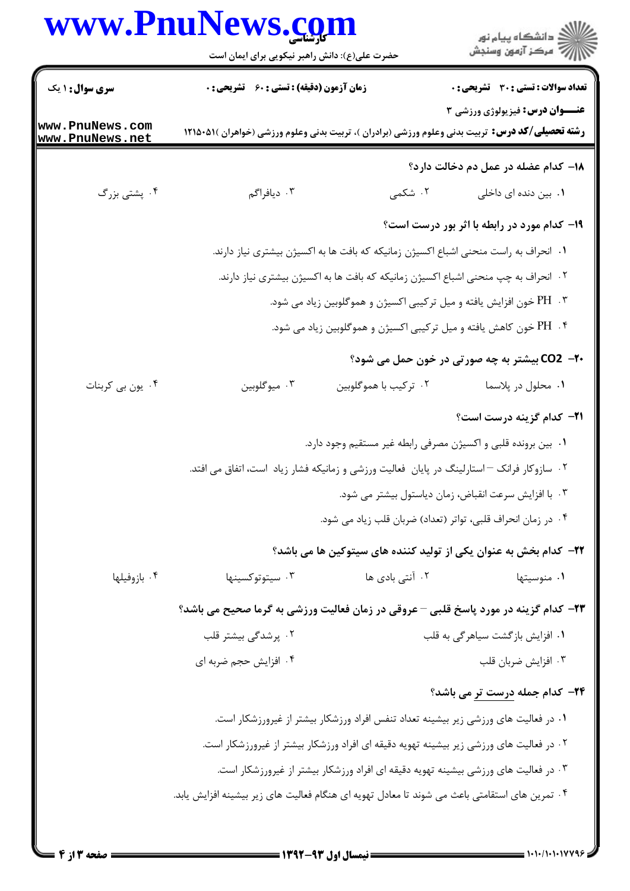**۱۸- کدام عضله در عمل دم دخالت دارد؟**

۱. بین دنده ای داخلی
۲. شکمی
۳. دیافراگم
۴. پشتی بزرگ

**۱۹- کدام مورد در رابطه با اثر بور درست است؟**

۱. انحراف به راست منحنی اشباع اکسیژن زمانیکه بافت ها به اکسیژن بیشتری نیاز دارند.
۲. انحراف به چپ منحنی اشباع اکسیژن زمانیکه بافت ها به اکسیژن بیشتری نیاز دارند.
۳. PH خون افزایش یافته و میل ترکیبی اکسیژن و هموگلوبین زیاد می شود.
۴. PH خون کاهش یافته و میل ترکیبی اکسیژن و هموگلوبین زیاد می شود.

**۲۰- $CO_2$ بیشتر به چه صورتی در خون حمل می شود؟**

۱. محلول در پلاسما
۲. ترکیب با هموگلوبین
۳. میوگلوبین
۴. یون بی کربنات

**۲۱- کدام گزینه درست است؟**

۱. بین برونده قلبی و اکسیژن مصرفی رابطه غیر مستقیم وجود دارد.
۲. سازوکار فرانک – استارلینگ در پایان فعالیت ورزشی و زمانیکه فشار زیاد است، اتفاق می افتد.
۳. با افزایش سرعت انقباض، زمان دیاستول بیشتر می شود.
۴. در زمان انحراف قلبی، تواتر (تعداد) ضربان قلب زیاد می شود.

**۲۲- کدام بخش به عنوان یکی از تولید کننده های سیتوکین ها می باشد؟**

۱. منوسیتها
۲. آنتی بادی ها
۳. سیتوتوکسینها
۴. بازوفیلها

**۲۳- کدام گزینه در مورد پاسخ قلبی – عروقی در زمان فعالیت ورزشی به گرما صحیح می باشد؟**

۱. افزایش بازگشت سیاهرگی به قلب
۲. پرشدگی بیشتر قلب
۳. افزایش ضربان قلب
۴. افزایش حجم ضربه ای

**۲۴- کدام جمله درست تر می باشد؟**

۱. در فعالیت های ورزشی زیر بیشینه تعداد تنفس افراد ورزشکار بیشتر از غیرورزشکار است.
۲. در فعالیت های ورزشی زیر بیشینه تهویه دقیقه ای افراد ورزشکار بیشتر از غیرورزشکار است.
۳. در فعالیت های ورزشی بیشینه تهویه دقیقه ای افراد ورزشکار بیشتر از غیرورزشکار است.
۴. تمرین های استقامتی باعث می شوند تا معادل تهویه ای هنگام فعالیت های زیر بیشینه افزایش یابد.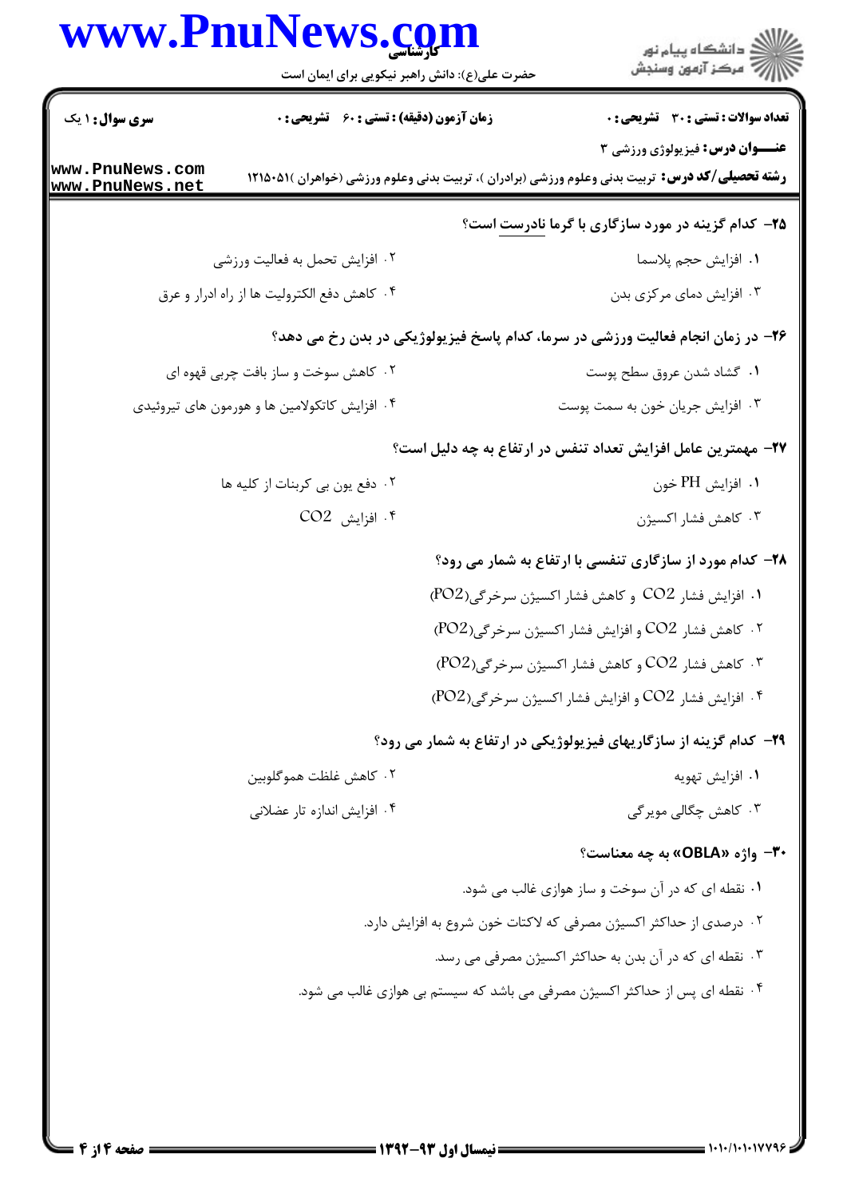۲۵- کدام گزینه در مورد سازگاری با گرما نادرست است؟

۱. افزایش حجم پلاسما

۲. افزایش تحمل به فعالیت ورزشی

۳. افزایش دمای مرکزی بدن

۴. کاهش دفع الکترولیت ها از راه ادرار و عرق

۲۶- در زمان انجام فعالیت ورزشی در سرما، کدام پاسخ فیزیولوژیکی در بدن رخ می دهد؟

۱. گشاد شدن عروق سطح پوست

۲. کاهش سوخت و ساز بافت چربی قهوه ای

۳. افزایش جریان خون به سمت پوست

۴. افزایش کاتکولامین ها و هورمون های تیروئیدی

۲۷- مهمترین عامل افزایش تعداد تنفس در ارتفاع به چه دلیل است؟

۱. افزایش PH خون

۲. دفع یون بی کربنات از کلیه ها

۳. کاهش فشار اکسیژن

۴. افزایش $CO_2$

۲۸- کدام مورد از سازگاری تنفسی با ارتفاع به شمار می رود؟

۱. افزایش فشار $CO_2$ و کاهش فشار اکسیژن سرخرگی($PO_2$)

۲. کاهش فشار $CO_2$ و افزایش فشار اکسیژن سرخرگی($PO_2$)

۳. کاهش فشار $CO_2$ و کاهش فشار اکسیژن سرخرگی($PO_2$)

۴. افزایش فشار $CO_2$ و افزایش فشار اکسیژن سرخرگی($PO_2$)

۲۹- کدام گزینه از سازگاریهای فیزیولوژیکی در ارتفاع به شمار می رود؟

۱. افزایش تهویه

۲. کاهش غلظت هموگلوبین

۳. کاهش چگالی مویرگی

۴. افزایش اندازه تار عضلانی

۳۰- واژه «OBLA» به چه معناست؟

۱. نقطه ای که در آن سوخت و ساز هوازی غالب می شود.

۲. درصدی از حداکثر اکسیژن مصرفی که لاکتات خون شروع به افزایش دارد.

۳. نقطه ای که در آن بدن به حداکثر اکسیژن مصرفی می رسد.

۴. نقطه ای پس از حداکثر اکسیژن مصرفی می باشد که سیستم بی هوازی غالب می شود.